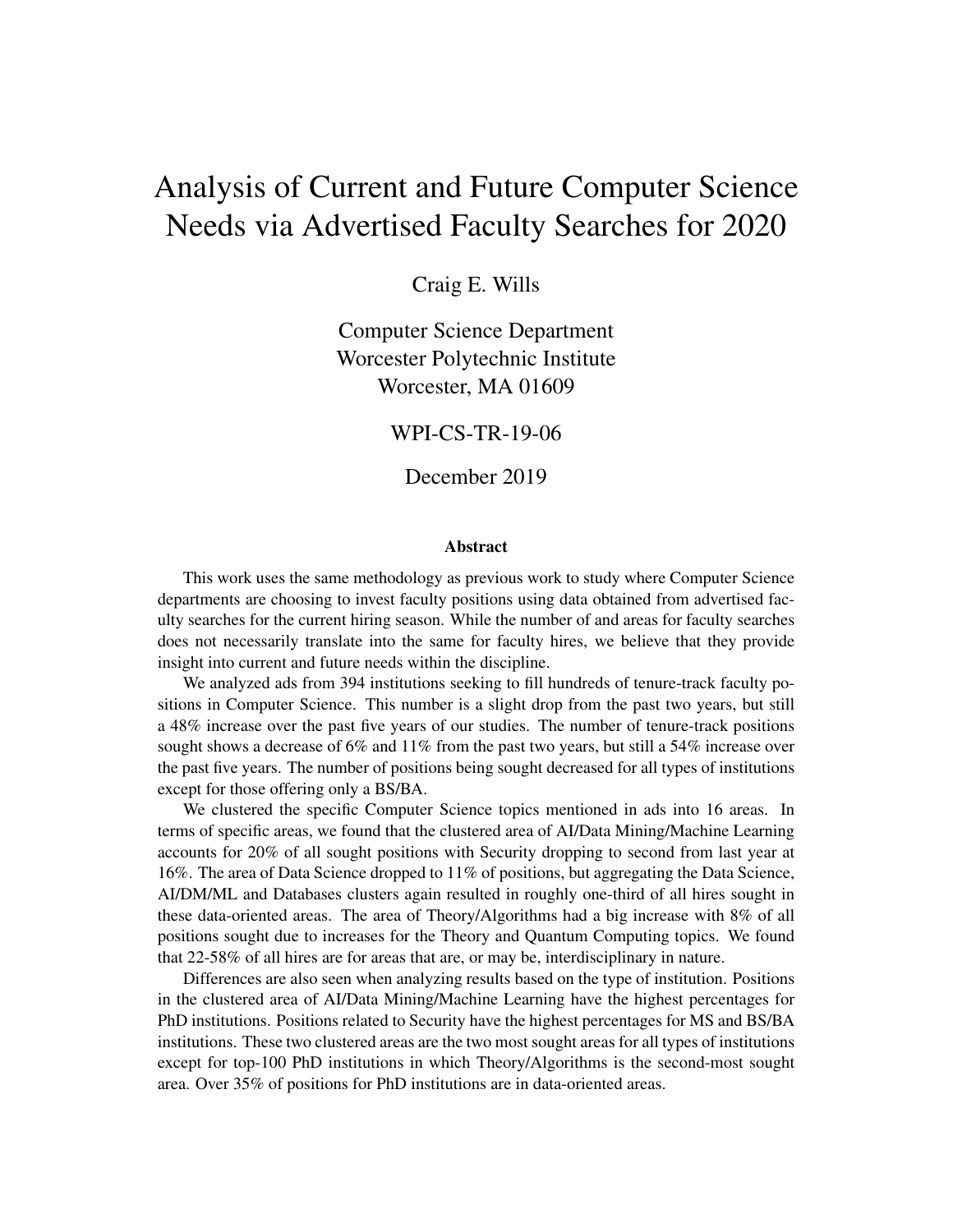# Analysis of Current and Future Computer Science Needs via Advertised Faculty Searches for 2020

Craig E. Wills

Computer Science Department
Worcester Polytechnic Institute
Worcester, MA 01609

WPI-CS-TR-19-06

December 2019

### Abstract

This work uses the same methodology as previous work to study where Computer Science departments are choosing to invest faculty positions using data obtained from advertised faculty searches for the current hiring season. While the number of and areas for faculty searches does not necessarily translate into the same for faculty hires, we believe that they provide insight into current and future needs within the discipline.

We analyzed ads from 394 institutions seeking to fill hundreds of tenure-track faculty positions in Computer Science. This number is a slight drop from the past two years, but still a 48% increase over the past five years of our studies. The number of tenure-track positions sought shows a decrease of 6% and 11% from the past two years, but still a 54% increase over the past five years. The number of positions being sought decreased for all types of institutions except for those offering only a BS/BA.

We clustered the specific Computer Science topics mentioned in ads into 16 areas. In terms of specific areas, we found that the clustered area of AI/Data Mining/Machine Learning accounts for 20% of all sought positions with Security dropping to second from last year at 16%. The area of Data Science dropped to 11% of positions, but aggregating the Data Science, AI/DM/ML and Databases clusters again resulted in roughly one-third of all hires sought in these data-oriented areas. The area of Theory/Algorithms had a big increase with 8% of all positions sought due to increases for the Theory and Quantum Computing topics. We found that 22-58% of all hires are for areas that are, or may be, interdisciplinary in nature.

Differences are also seen when analyzing results based on the type of institution. Positions in the clustered area of AI/Data Mining/Machine Learning have the highest percentages for PhD institutions. Positions related to Security have the highest percentages for MS and BS/BA institutions. These two clustered areas are the two most sought areas for all types of institutions except for top-100 PhD institutions in which Theory/Algorithms is the second-most sought area. Over 35% of positions for PhD institutions are in data-oriented areas.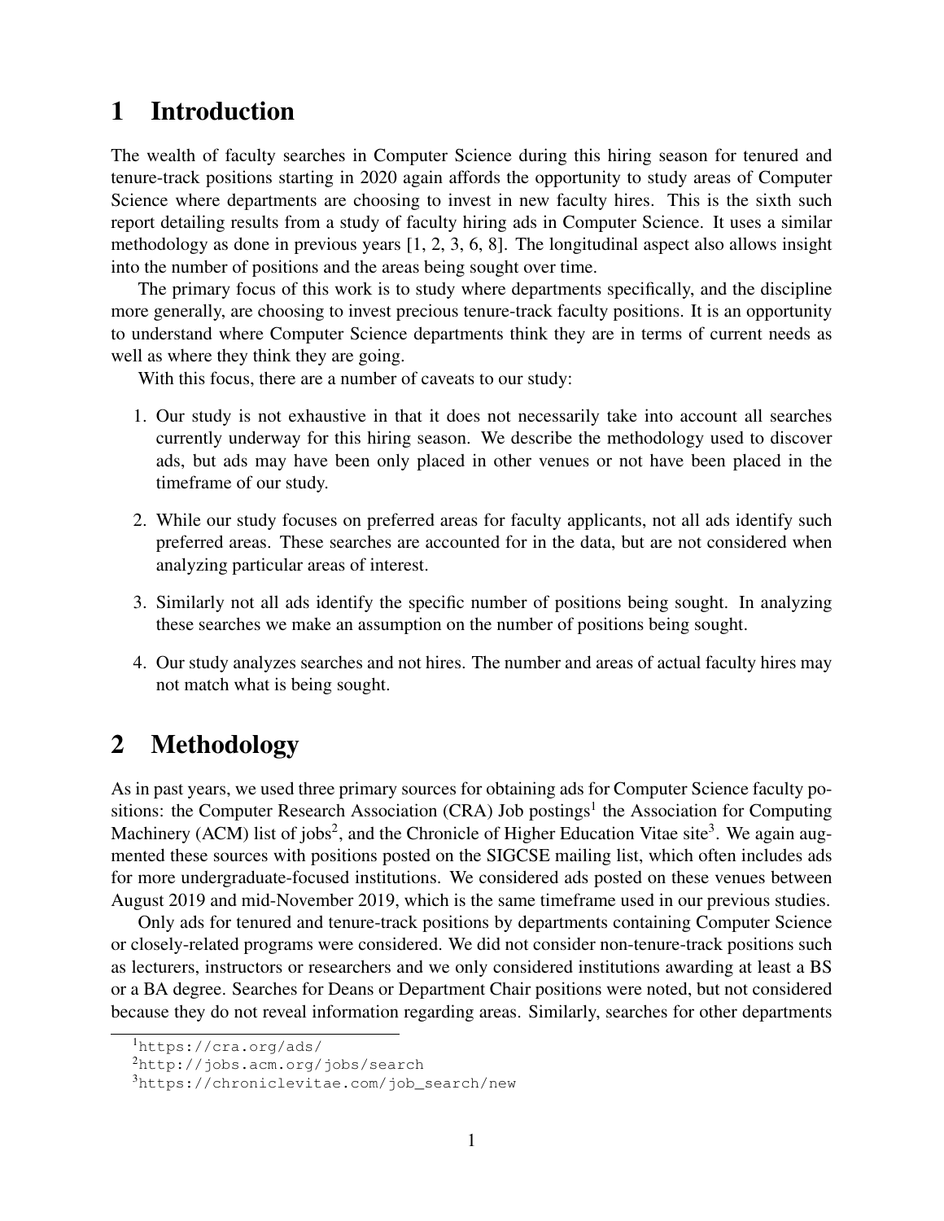# 1 Introduction

The wealth of faculty searches in Computer Science during this hiring season for tenured and tenure-track positions starting in 2020 again affords the opportunity to study areas of Computer Science where departments are choosing to invest in new faculty hires. This is the sixth such report detailing results from a study of faculty hiring ads in Computer Science. It uses a similar methodology as done in previous years [1, 2, 3, 6, 8]. The longitudinal aspect also allows insight into the number of positions and the areas being sought over time.

The primary focus of this work is to study where departments specifically, and the discipline more generally, are choosing to invest precious tenure-track faculty positions. It is an opportunity to understand where Computer Science departments think they are in terms of current needs as well as where they think they are going.

With this focus, there are a number of caveats to our study:

1. Our study is not exhaustive in that it does not necessarily take into account all searches currently underway for this hiring season. We describe the methodology used to discover ads, but ads may have been only placed in other venues or not have been placed in the timeframe of our study.
2. While our study focuses on preferred areas for faculty applicants, not all ads identify such preferred areas. These searches are accounted for in the data, but are not considered when analyzing particular areas of interest.
3. Similarly not all ads identify the specific number of positions being sought. In analyzing these searches we make an assumption on the number of positions being sought.
4. Our study analyzes searches and not hires. The number and areas of actual faculty hires may not match what is being sought.

# 2 Methodology

As in past years, we used three primary sources for obtaining ads for Computer Science faculty positions: the Computer Research Association (CRA) Job postings[1] the Association for Computing Machinery (ACM) list of jobs[2], and the Chronicle of Higher Education Vitae site[3]. We again augmented these sources with positions posted on the SIGCSE mailing list, which often includes ads for more undergraduate-focused institutions. We considered ads posted on these venues between August 2019 and mid-November 2019, which is the same timeframe used in our previous studies.

Only ads for tenured and tenure-track positions by departments containing Computer Science or closely-related programs were considered. We did not consider non-tenure-track positions such as lecturers, instructors or researchers and we only considered institutions awarding at least a BS or a BA degree. Searches for Deans or Department Chair positions were noted, but not considered because they do not reveal information regarding areas. Similarly, searches for other departments

[1] https://cra.org/ads/

[2] http://jobs.acm.org/jobs/search

[3] https://chroniclevitae.com/job_search/new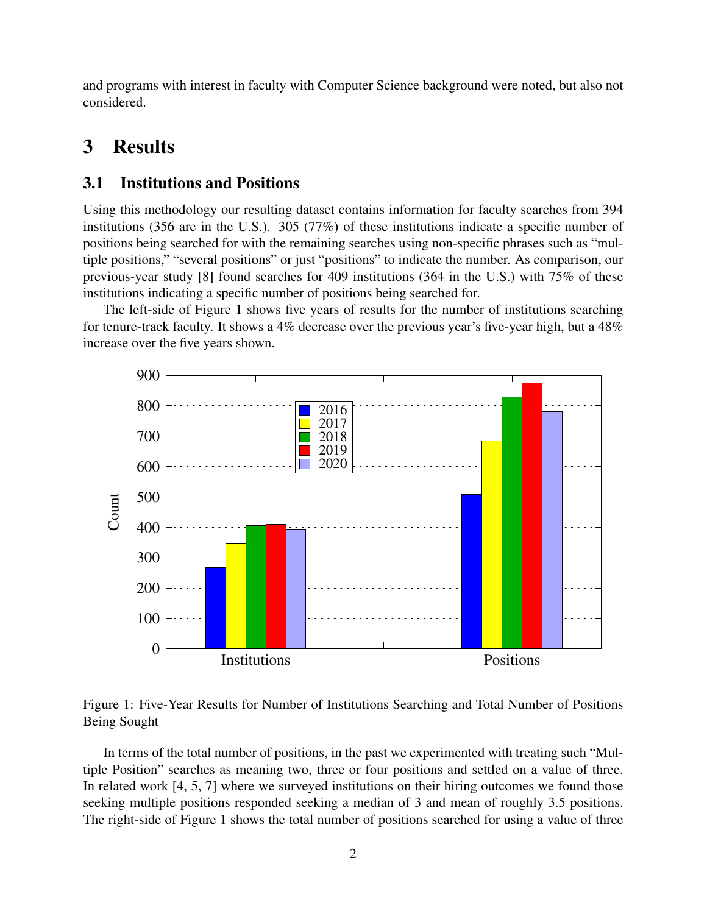and programs with interest in faculty with Computer Science background were noted, but also not considered.

# 3 Results

## 3.1 Institutions and Positions

Using this methodology our resulting dataset contains information for faculty searches from 394 institutions (356 are in the U.S.). 305 (77%) of these institutions indicate a specific number of positions being searched for with the remaining searches using non-specific phrases such as "multiple positions," "several positions" or just "positions" to indicate the number. As comparison, our previous-year study [8] found searches for 409 institutions (364 in the U.S.) with 75% of these institutions indicating a specific number of positions being searched for.

The left-side of Figure 1 shows five years of results for the number of institutions searching for tenure-track faculty. It shows a 4% decrease over the previous year's five-year high, but a 48% increase over the five years shown.

Figure 1: Five-Year Results for Number of Institutions Searching and Total Number of Positions Being Sought

In terms of the total number of positions, in the past we experimented with treating such "Multiple Position" searches as meaning two, three or four positions and settled on a value of three. In related work [4, 5, 7] where we surveyed institutions on their hiring outcomes we found those seeking multiple positions responded seeking a median of 3 and mean of roughly 3.5 positions. The right-side of Figure 1 shows the total number of positions searched for using a value of three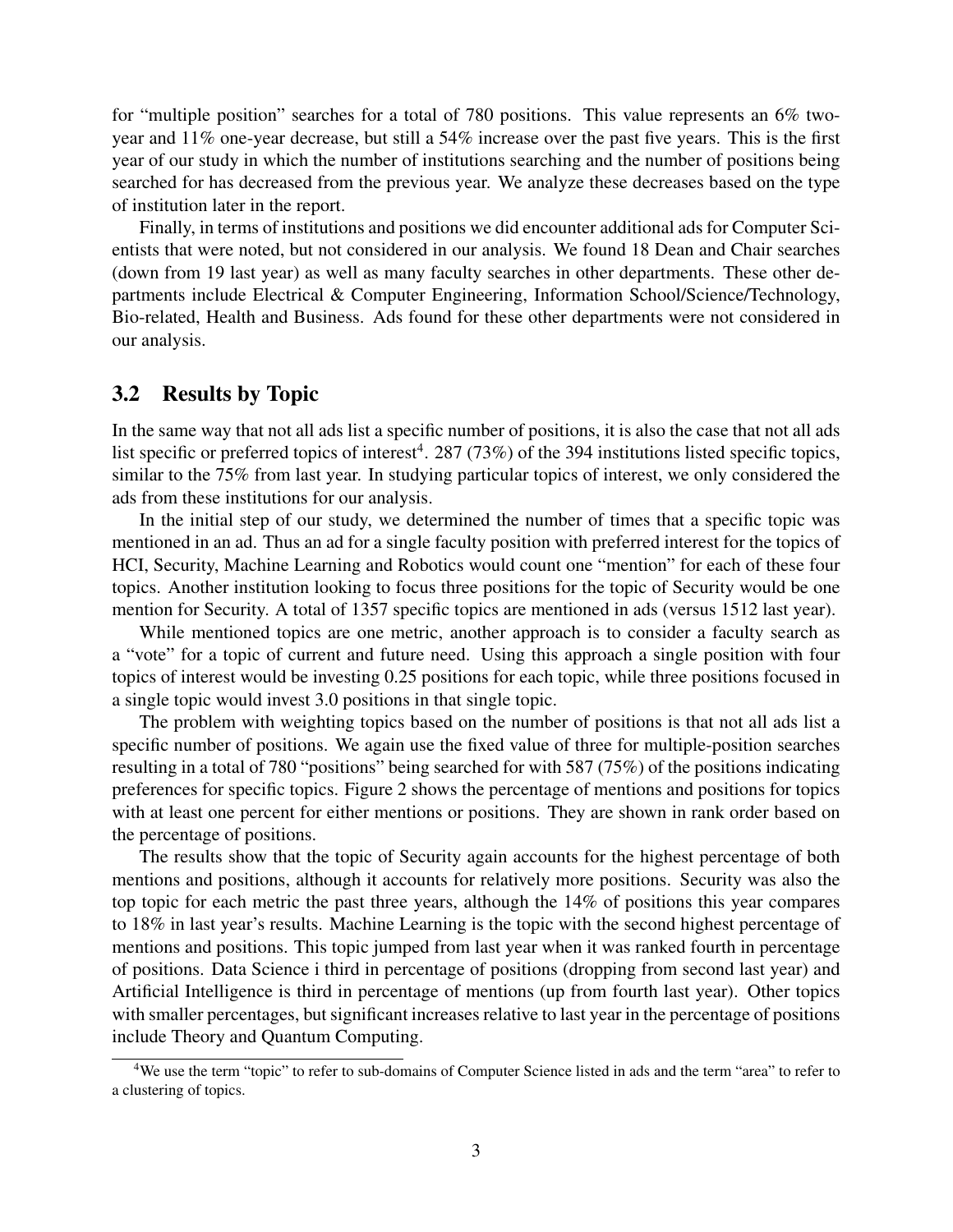for "multiple position" searches for a total of 780 positions. This value represents an 6% two-year and 11% one-year decrease, but still a 54% increase over the past five years. This is the first year of our study in which the number of institutions searching and the number of positions being searched for has decreased from the previous year. We analyze these decreases based on the type of institution later in the report.

Finally, in terms of institutions and positions we did encounter additional ads for Computer Scientists that were noted, but not considered in our analysis. We found 18 Dean and Chair searches (down from 19 last year) as well as many faculty searches in other departments. These other departments include Electrical & Computer Engineering, Information School/Science/Technology, Bio-related, Health and Business. Ads found for these other departments were not considered in our analysis.

## 3.2 Results by Topic

In the same way that not all ads list a specific number of positions, it is also the case that not all ads list specific or preferred topics of interest[4]. 287 (73%) of the 394 institutions listed specific topics, similar to the 75% from last year. In studying particular topics of interest, we only considered the ads from these institutions for our analysis.

In the initial step of our study, we determined the number of times that a specific topic was mentioned in an ad. Thus an ad for a single faculty position with preferred interest for the topics of HCI, Security, Machine Learning and Robotics would count one "mention" for each of these four topics. Another institution looking to focus three positions for the topic of Security would be one mention for Security. A total of 1357 specific topics are mentioned in ads (versus 1512 last year).

While mentioned topics are one metric, another approach is to consider a faculty search as a "vote" for a topic of current and future need. Using this approach a single position with four topics of interest would be investing 0.25 positions for each topic, while three positions focused in a single topic would invest 3.0 positions in that single topic.

The problem with weighting topics based on the number of positions is that not all ads list a specific number of positions. We again use the fixed value of three for multiple-position searches resulting in a total of 780 "positions" being searched for with 587 (75%) of the positions indicating preferences for specific topics. Figure 2 shows the percentage of mentions and positions for topics with at least one percent for either mentions or positions. They are shown in rank order based on the percentage of positions.

The results show that the topic of Security again accounts for the highest percentage of both mentions and positions, although it accounts for relatively more positions. Security was also the top topic for each metric the past three years, although the 14% of positions this year compares to 18% in last year's results. Machine Learning is the topic with the second highest percentage of mentions and positions. This topic jumped from last year when it was ranked fourth in percentage of positions. Data Science i third in percentage of positions (dropping from second last year) and Artificial Intelligence is third in percentage of mentions (up from fourth last year). Other topics with smaller percentages, but significant increases relative to last year in the percentage of positions include Theory and Quantum Computing.

[4] We use the term "topic" to refer to sub-domains of Computer Science listed in ads and the term "area" to refer to a clustering of topics.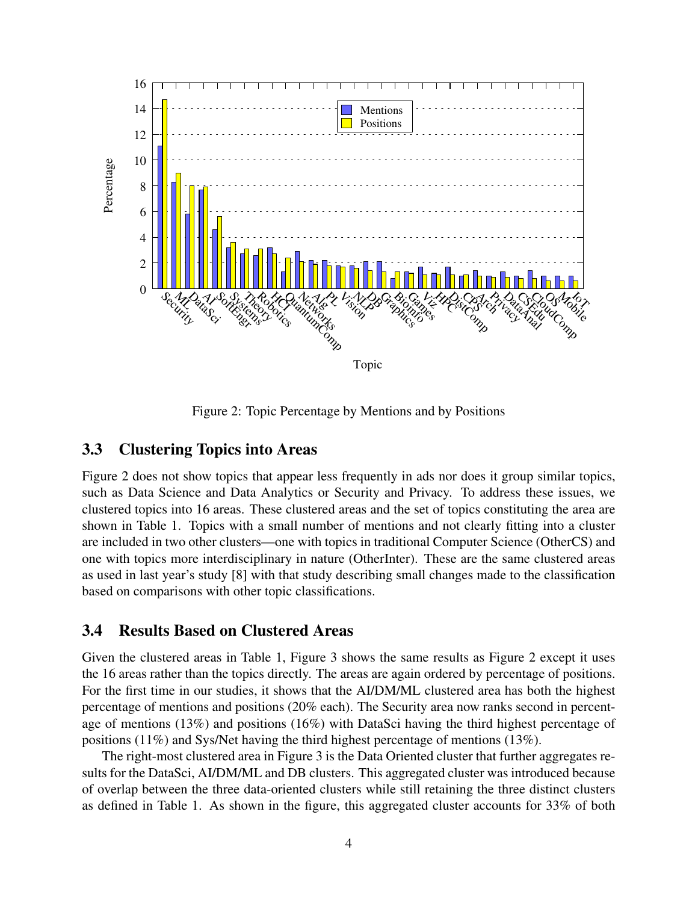Figure 2: Topic Percentage by Mentions and by Positions

### 3.3 Clustering Topics into Areas

Figure 2 does not show topics that appear less frequently in ads nor does it group similar topics, such as Data Science and Data Analytics or Security and Privacy. To address these issues, we clustered topics into 16 areas. These clustered areas and the set of topics constituting the area are shown in Table 1. Topics with a small number of mentions and not clearly fitting into a cluster are included in two other clusters—one with topics in traditional Computer Science (OtherCS) and one with topics more interdisciplinary in nature (OtherInter). These are the same clustered areas as used in last year's study [8] with that study describing small changes made to the classification based on comparisons with other topic classifications.

### 3.4 Results Based on Clustered Areas

Given the clustered areas in Table 1, Figure 3 shows the same results as Figure 2 except it uses the 16 areas rather than the topics directly. The areas are again ordered by percentage of positions. For the first time in our studies, it shows that the AI/DM/ML clustered area has both the highest percentage of mentions and positions (20% each). The Security area now ranks second in percentage of mentions (13%) and positions (16%) with DataSci having the third highest percentage of positions (11%) and Sys/Net having the third highest percentage of mentions (13%).

The right-most clustered area in Figure 3 is the Data Oriented cluster that further aggregates results for the DataSci, AI/DM/ML and DB clusters. This aggregated cluster was introduced because of overlap between the three data-oriented clusters while still retaining the three distinct clusters as defined in Table 1. As shown in the figure, this aggregated cluster accounts for 33% of both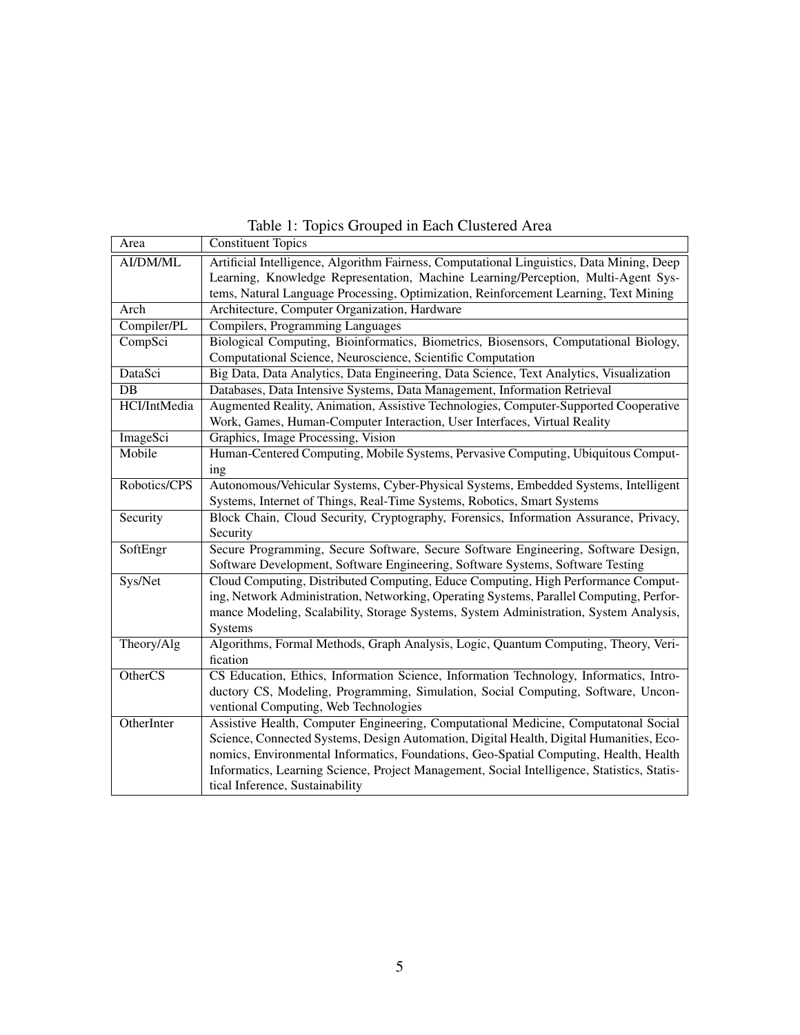Table 1: Topics Grouped in Each Clustered Area

| Area | Constituent Topics |
|---|---|
| AI/DM/ML | Artificial Intelligence, Algorithm Fairness, Computational Linguistics, Data Mining, Deep Learning, Knowledge Representation, Machine Learning/Perception, Multi-Agent Systems, Natural Language Processing, Optimization, Reinforcement Learning, Text Mining |
| Arch | Architecture, Computer Organization, Hardware |
| Compiler/PL | Compilers, Programming Languages |
| CompSci | Biological Computing, Bioinformatics, Biometrics, Biosensors, Computational Biology, Computational Science, Neuroscience, Scientific Computation |
| DataSci | Big Data, Data Analytics, Data Engineering, Data Science, Text Analytics, Visualization |
| DB | Databases, Data Intensive Systems, Data Management, Information Retrieval |
| HCI/IntMedia | Augmented Reality, Animation, Assistive Technologies, Computer-Supported Cooperative Work, Games, Human-Computer Interaction, User Interfaces, Virtual Reality |
| ImageSci | Graphics, Image Processing, Vision |
| Mobile | Human-Centered Computing, Mobile Systems, Pervasive Computing, Ubiquitous Computing |
| Robotics/CPS | Autonomous/Vehicular Systems, Cyber-Physical Systems, Embedded Systems, Intelligent Systems, Internet of Things, Real-Time Systems, Robotics, Smart Systems |
| Security | Block Chain, Cloud Security, Cryptography, Forensics, Information Assurance, Privacy, Security |
| SoftEngr | Secure Programming, Secure Software, Secure Software Engineering, Software Design, Software Development, Software Engineering, Software Systems, Software Testing |
| Sys/Net | Cloud Computing, Distributed Computing, Educe Computing, High Performance Computing, Network Administration, Networking, Operating Systems, Parallel Computing, Performance Modeling, Scalability, Storage Systems, System Administration, System Analysis, Systems |
| Theory/Alg | Algorithms, Formal Methods, Graph Analysis, Logic, Quantum Computing, Theory, Verification |
| OtherCS | CS Education, Ethics, Information Science, Information Technology, Informatics, Introductory CS, Modeling, Programming, Simulation, Social Computing, Software, Unconventional Computing, Web Technologies |
| OtherInter | Assistive Health, Computer Engineering, Computational Medicine, Computatonal Social Science, Connected Systems, Design Automation, Digital Health, Digital Humanities, Economics, Environmental Informatics, Foundations, Geo-Spatial Computing, Health, Health Informatics, Learning Science, Project Management, Social Intelligence, Statistics, Statistical Inference, Sustainability |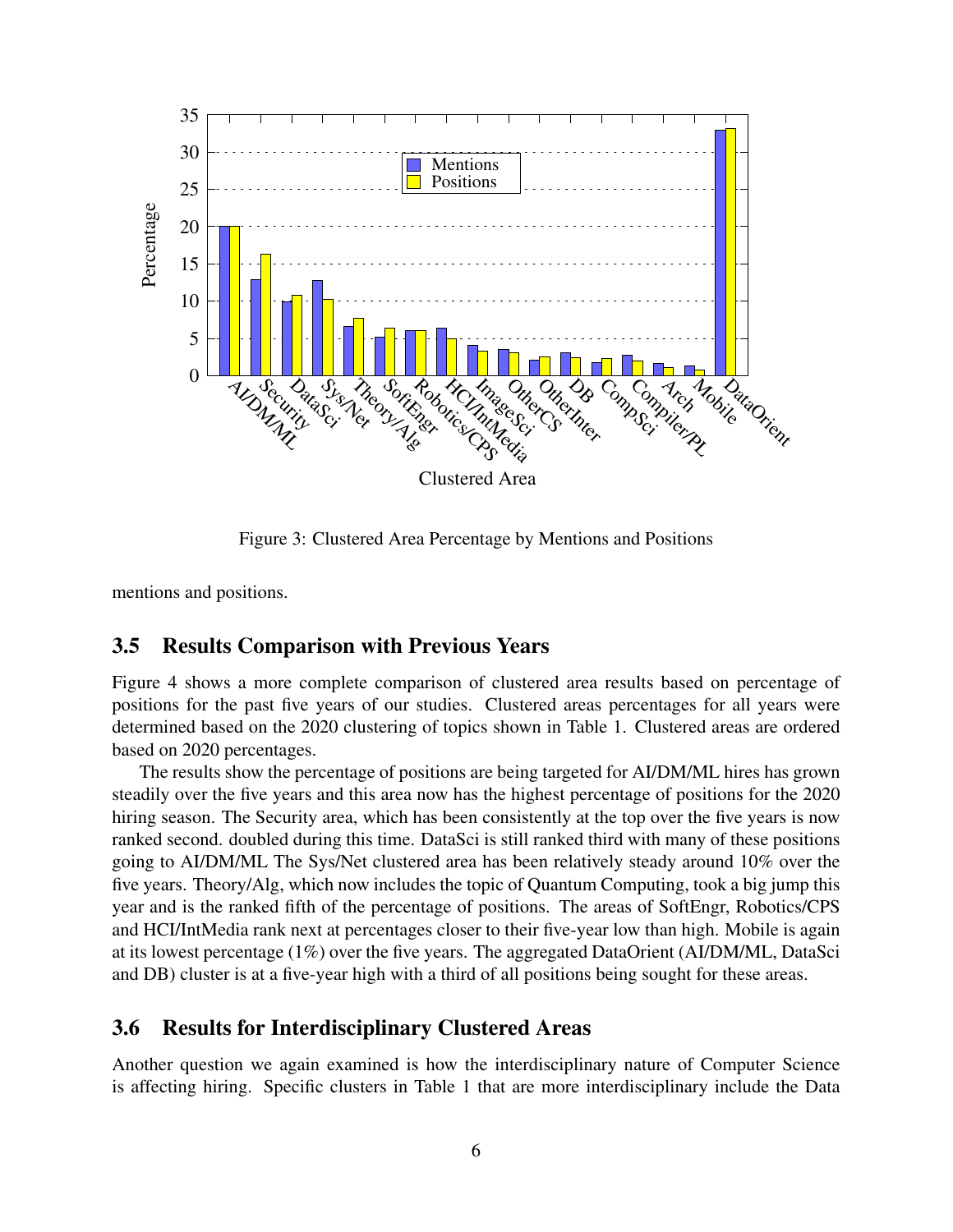Figure 3: Clustered Area Percentage by Mentions and Positions

mentions and positions.

## 3.5 Results Comparison with Previous Years

Figure 4 shows a more complete comparison of clustered area results based on percentage of positions for the past five years of our studies. Clustered areas percentages for all years were determined based on the 2020 clustering of topics shown in Table 1. Clustered areas are ordered based on 2020 percentages.

The results show the percentage of positions are being targeted for AI/DM/ML hires has grown steadily over the five years and this area now has the highest percentage of positions for the 2020 hiring season. The Security area, which has been consistently at the top over the five years is now ranked second. doubled during this time. DataSci is still ranked third with many of these positions going to AI/DM/ML The Sys/Net clustered area has been relatively steady around 10% over the five years. Theory/Alg, which now includes the topic of Quantum Computing, took a big jump this year and is the ranked fifth of the percentage of positions. The areas of SoftEngr, Robotics/CPS and HCI/IntMedia rank next at percentages closer to their five-year low than high. Mobile is again at its lowest percentage (1%) over the five years. The aggregated DataOrient (AI/DM/ML, DataSci and DB) cluster is at a five-year high with a third of all positions being sought for these areas.

## 3.6 Results for Interdisciplinary Clustered Areas

Another question we again examined is how the interdisciplinary nature of Computer Science is affecting hiring. Specific clusters in Table 1 that are more interdisciplinary include the Data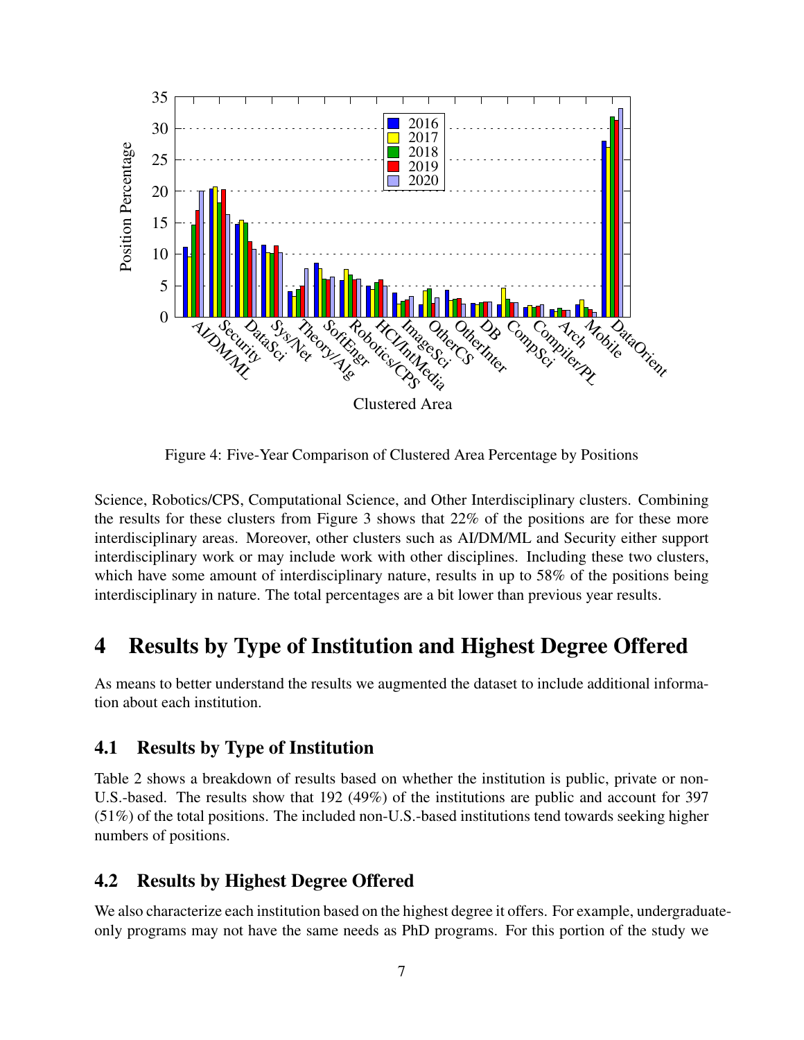Figure 4: Five-Year Comparison of Clustered Area Percentage by Positions

Science, Robotics/CPS, Computational Science, and Other Interdisciplinary clusters. Combining the results for these clusters from Figure 3 shows that 22% of the positions are for these more interdisciplinary areas. Moreover, other clusters such as AI/DM/ML and Security either support interdisciplinary work or may include work with other disciplines. Including these two clusters, which have some amount of interdisciplinary nature, results in up to 58% of the positions being interdisciplinary in nature. The total percentages are a bit lower than previous year results.

# 4 Results by Type of Institution and Highest Degree Offered

As means to better understand the results we augmented the dataset to include additional information about each institution.

## 4.1 Results by Type of Institution

Table 2 shows a breakdown of results based on whether the institution is public, private or non-U.S.-based. The results show that 192 (49%) of the institutions are public and account for 397 (51%) of the total positions. The included non-U.S.-based institutions tend towards seeking higher numbers of positions.

## 4.2 Results by Highest Degree Offered

We also characterize each institution based on the highest degree it offers. For example, undergraduate-only programs may not have the same needs as PhD programs. For this portion of the study we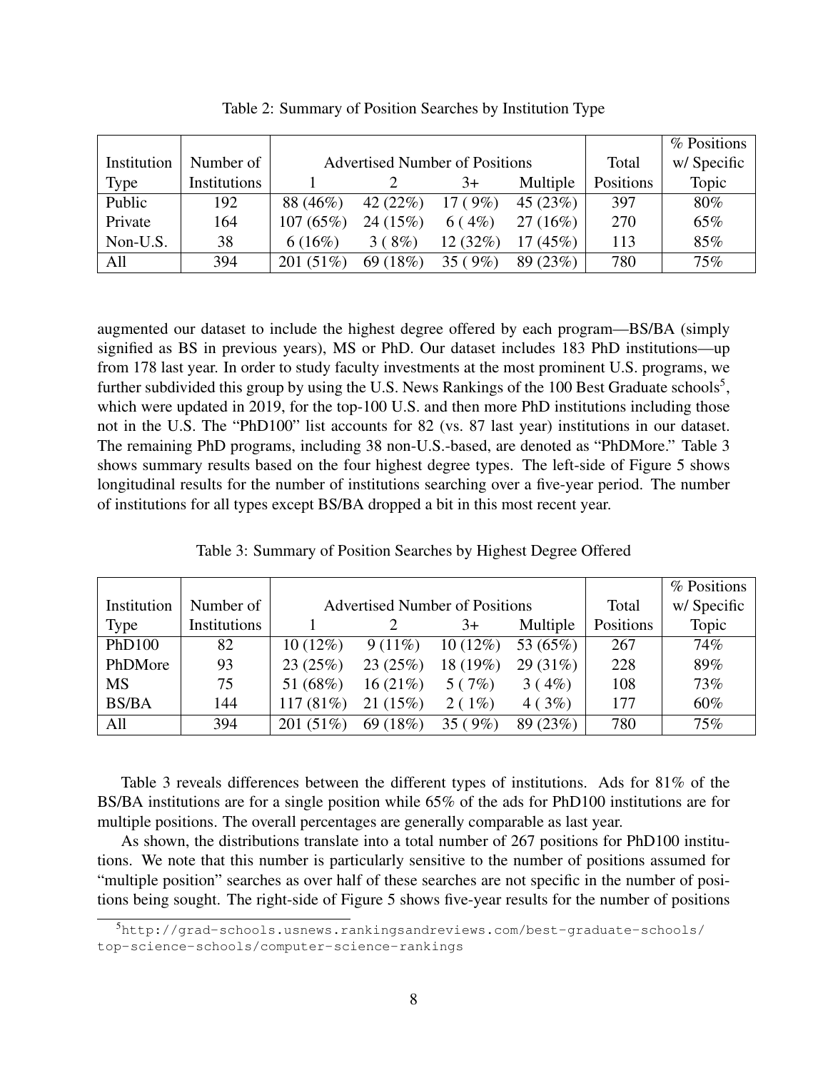Table 2: Summary of Position Searches by Institution Type

| Institution Type | Number of Institutions | Advertised Number of Positions | | | | Total Positions | % Positions w/ Specific Topic |
|---|---|---|---|---|---|---|---|
| | | 1 | 2 | 3+ | Multiple | | |
| Public | 192 | 88 (46%) | 42 (22%) | 17 ( 9%) | 45 (23%) | 397 | 80% |
| Private | 164 | 107 (65%) | 24 (15%) | 6 ( 4%) | 27 (16%) | 270 | 65% |
| Non-U.S. | 38 | 6 (16%) | 3 ( 8%) | 12 (32%) | 17 (45%) | 113 | 85% |
| All | 394 | 201 (51%) | 69 (18%) | 35 ( 9%) | 89 (23%) | 780 | 75% |

augmented our dataset to include the highest degree offered by each program—BS/BA (simply signified as BS in previous years), MS or PhD. Our dataset includes 183 PhD institutions—up from 178 last year. In order to study faculty investments at the most prominent U.S. programs, we further subdivided this group by using the U.S. News Rankings of the 100 Best Graduate schools[5], which were updated in 2019, for the top-100 U.S. and then more PhD institutions including those not in the U.S. The "PhD100" list accounts for 82 (vs. 87 last year) institutions in our dataset. The remaining PhD programs, including 38 non-U.S.-based, are denoted as "PhDMore." Table 3 shows summary results based on the four highest degree types. The left-side of Figure 5 shows longitudinal results for the number of institutions searching over a five-year period. The number of institutions for all types except BS/BA dropped a bit in this most recent year.

Table 3: Summary of Position Searches by Highest Degree Offered

| Institution Type | Number of Institutions | Advertised Number of Positions | | | | Total Positions | % Positions w/ Specific Topic |
|---|---|---|---|---|---|---|---|
| | | 1 | 2 | 3+ | Multiple | | |
| PhD100 | 82 | 10 (12%) | 9 (11%) | 10 (12%) | 53 (65%) | 267 | 74% |
| PhDMore | 93 | 23 (25%) | 23 (25%) | 18 (19%) | 29 (31%) | 228 | 89% |
| MS | 75 | 51 (68%) | 16 (21%) | 5 ( 7%) | 3 ( 4%) | 108 | 73% |
| BS/BA | 144 | 117 (81%) | 21 (15%) | 2 ( 1%) | 4 ( 3%) | 177 | 60% |
| All | 394 | 201 (51%) | 69 (18%) | 35 ( 9%) | 89 (23%) | 780 | 75% |

Table 3 reveals differences between the different types of institutions. Ads for 81% of the BS/BA institutions are for a single position while 65% of the ads for PhD100 institutions are for multiple positions. The overall percentages are generally comparable as last year.

As shown, the distributions translate into a total number of 267 positions for PhD100 institutions. We note that this number is particularly sensitive to the number of positions assumed for "multiple position" searches as over half of these searches are not specific in the number of positions being sought. The right-side of Figure 5 shows five-year results for the number of positions

[5] http://grad-schools.usnews.rankingsandreviews.com/best-graduate-schools/top-science-schools/computer-science-rankings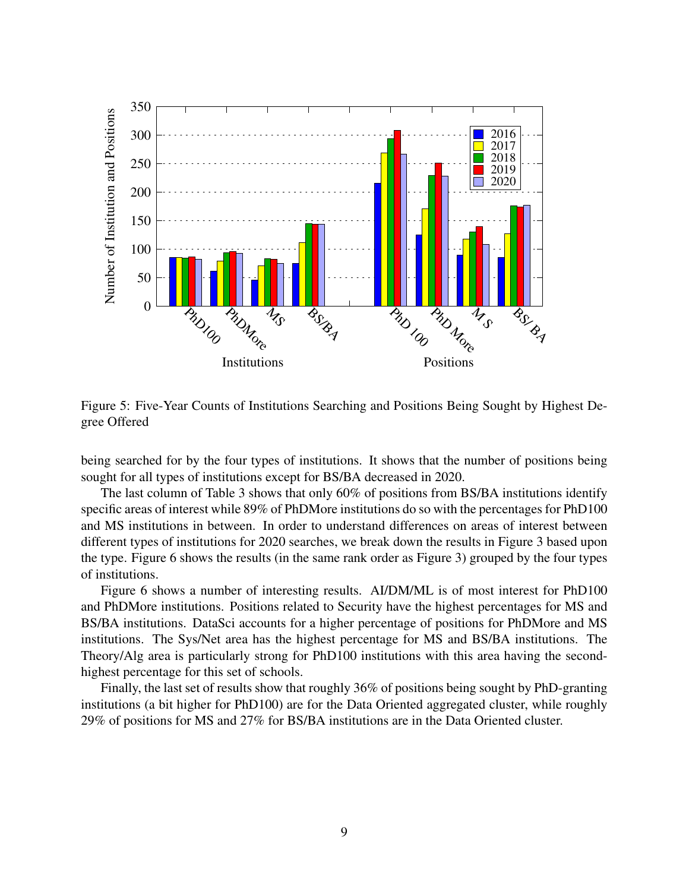Figure 5: Five-Year Counts of Institutions Searching and Positions Being Sought by Highest Degree Offered

being searched for by the four types of institutions. It shows that the number of positions being sought for all types of institutions except for BS/BA decreased in 2020.

The last column of Table 3 shows that only 60% of positions from BS/BA institutions identify specific areas of interest while 89% of PhDMore institutions do so with the percentages for PhD100 and MS institutions in between. In order to understand differences on areas of interest between different types of institutions for 2020 searches, we break down the results in Figure 3 based upon the type. Figure 6 shows the results (in the same rank order as Figure 3) grouped by the four types of institutions.

Figure 6 shows a number of interesting results. AI/DM/ML is of most interest for PhD100 and PhDMore institutions. Positions related to Security have the highest percentages for MS and BS/BA institutions. DataSci accounts for a higher percentage of positions for PhDMore and MS institutions. The Sys/Net area has the highest percentage for MS and BS/BA institutions. The Theory/Alg area is particularly strong for PhD100 institutions with this area having the second-highest percentage for this set of schools.

Finally, the last set of results show that roughly 36% of positions being sought by PhD-granting institutions (a bit higher for PhD100) are for the Data Oriented aggregated cluster, while roughly 29% of positions for MS and 27% for BS/BA institutions are in the Data Oriented cluster.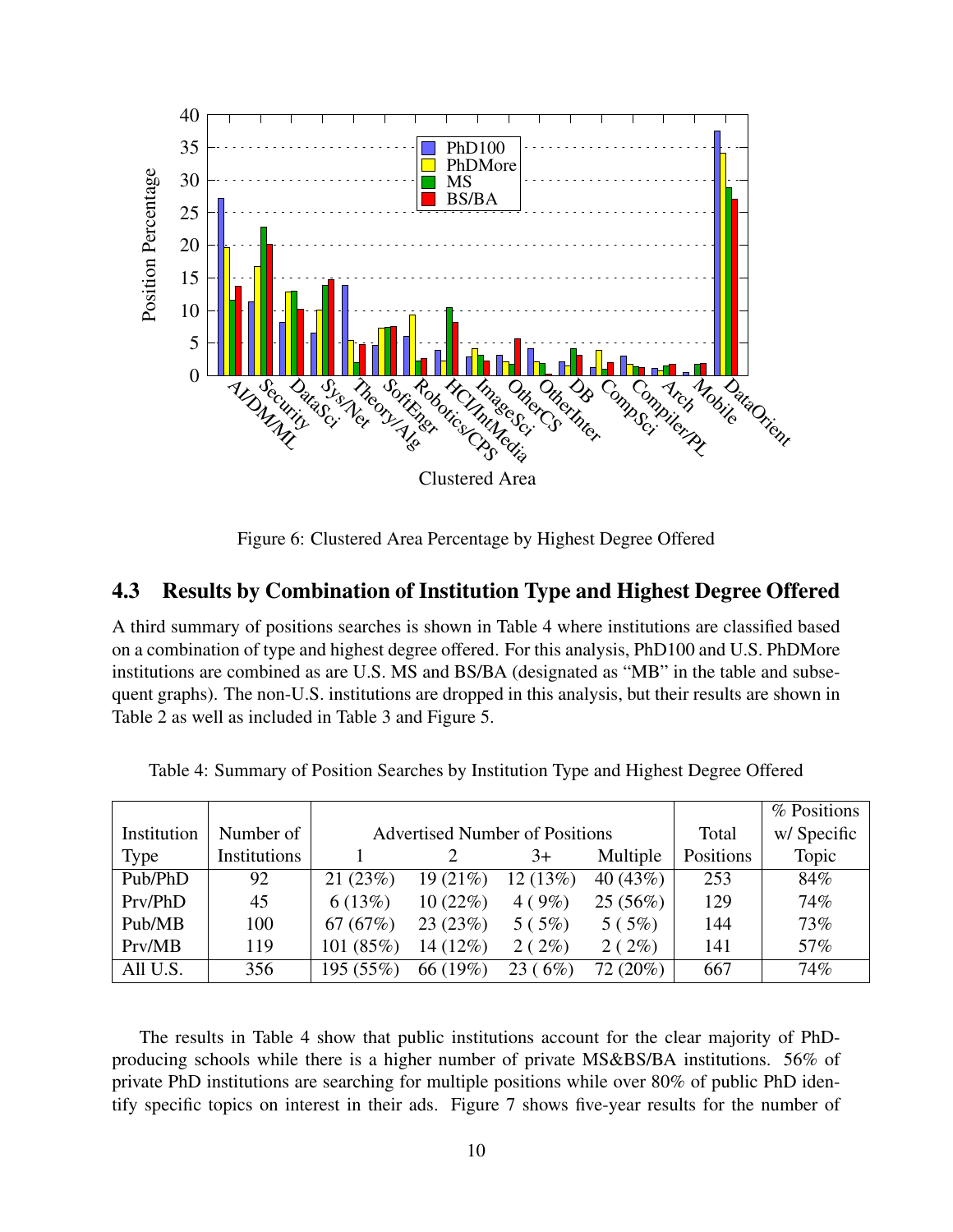Figure 6: Clustered Area Percentage by Highest Degree Offered

### 4.3 Results by Combination of Institution Type and Highest Degree Offered

A third summary of positions searches is shown in Table 4 where institutions are classified based on a combination of type and highest degree offered. For this analysis, PhD100 and U.S. PhDMore institutions are combined as are U.S. MS and BS/BA (designated as "MB" in the table and subsequent graphs). The non-U.S. institutions are dropped in this analysis, but their results are shown in Table 2 as well as included in Table 3 and Figure 5.

Table 4: Summary of Position Searches by Institution Type and Highest Degree Offered

| Institution Type | Number of Institutions | Advertised Number of Positions | | | | Total Positions | % Positions w/ Specific Topic |
|---|---|---|---|---|---|---|---|
| | | 1 | 2 | 3+ | Multiple | | |
| Pub/PhD | 92 | 21 (23%) | 19 (21%) | 12 (13%) | 40 (43%) | 253 | 84% |
| Prv/PhD | 45 | 6 (13%) | 10 (22%) | 4 ( 9%) | 25 (56%) | 129 | 74% |
| Pub/MB | 100 | 67 (67%) | 23 (23%) | 5 ( 5%) | 5 ( 5%) | 144 | 73% |
| Prv/MB | 119 | 101 (85%) | 14 (12%) | 2 ( 2%) | 2 ( 2%) | 141 | 57% |
| All U.S. | 356 | 195 (55%) | 66 (19%) | 23 ( 6%) | 72 (20%) | 667 | 74% |

The results in Table 4 show that public institutions account for the clear majority of PhD-producing schools while there is a higher number of private MS&BS/BA institutions. 56% of private PhD institutions are searching for multiple positions while over 80% of public PhD identify specific topics on interest in their ads. Figure 7 shows five-year results for the number of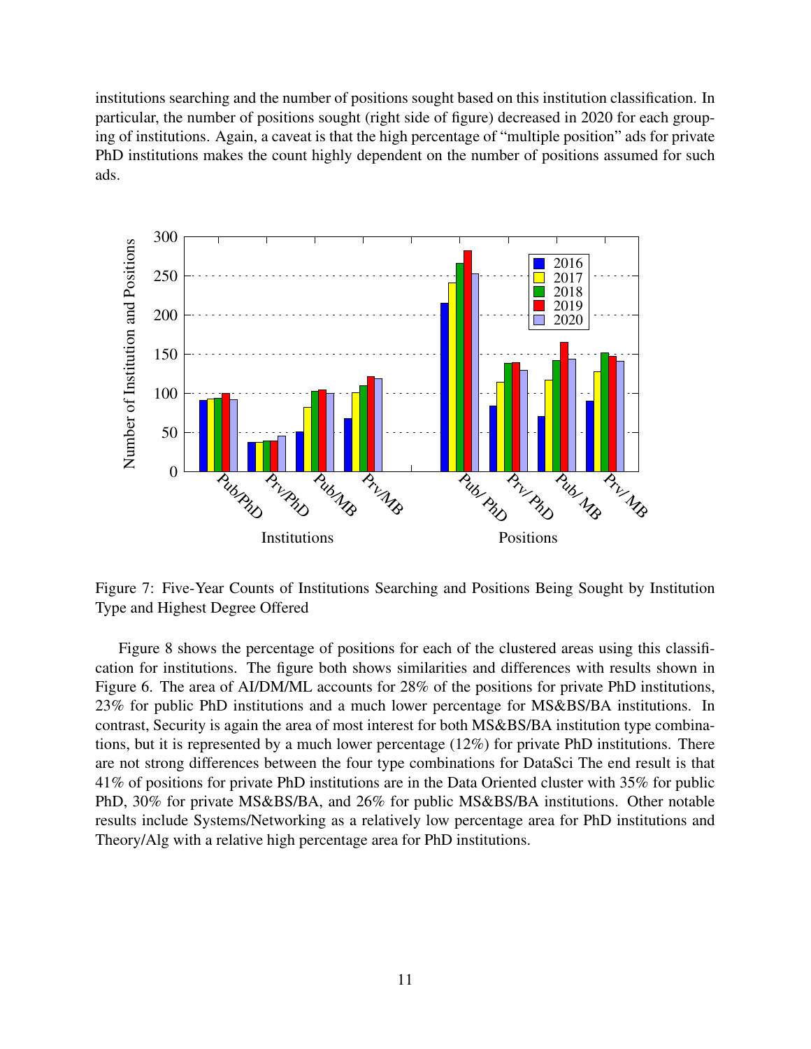institutions searching and the number of positions sought based on this institution classification. In particular, the number of positions sought (right side of figure) decreased in 2020 for each grouping of institutions. Again, a caveat is that the high percentage of "multiple position" ads for private PhD institutions makes the count highly dependent on the number of positions assumed for such ads.

Figure 7: Five-Year Counts of Institutions Searching and Positions Being Sought by Institution Type and Highest Degree Offered

Figure 8 shows the percentage of positions for each of the clustered areas using this classification for institutions. The figure both shows similarities and differences with results shown in Figure 6. The area of AI/DM/ML accounts for 28% of the positions for private PhD institutions, 23% for public PhD institutions and a much lower percentage for MS&BS/BA institutions. In contrast, Security is again the area of most interest for both MS&BS/BA institution type combinations, but it is represented by a much lower percentage (12%) for private PhD institutions. There are not strong differences between the four type combinations for DataSci The end result is that 41% of positions for private PhD institutions are in the Data Oriented cluster with 35% for public PhD, 30% for private MS&BS/BA, and 26% for public MS&BS/BA institutions. Other notable results include Systems/Networking as a relatively low percentage area for PhD institutions and Theory/Alg with a relative high percentage area for PhD institutions.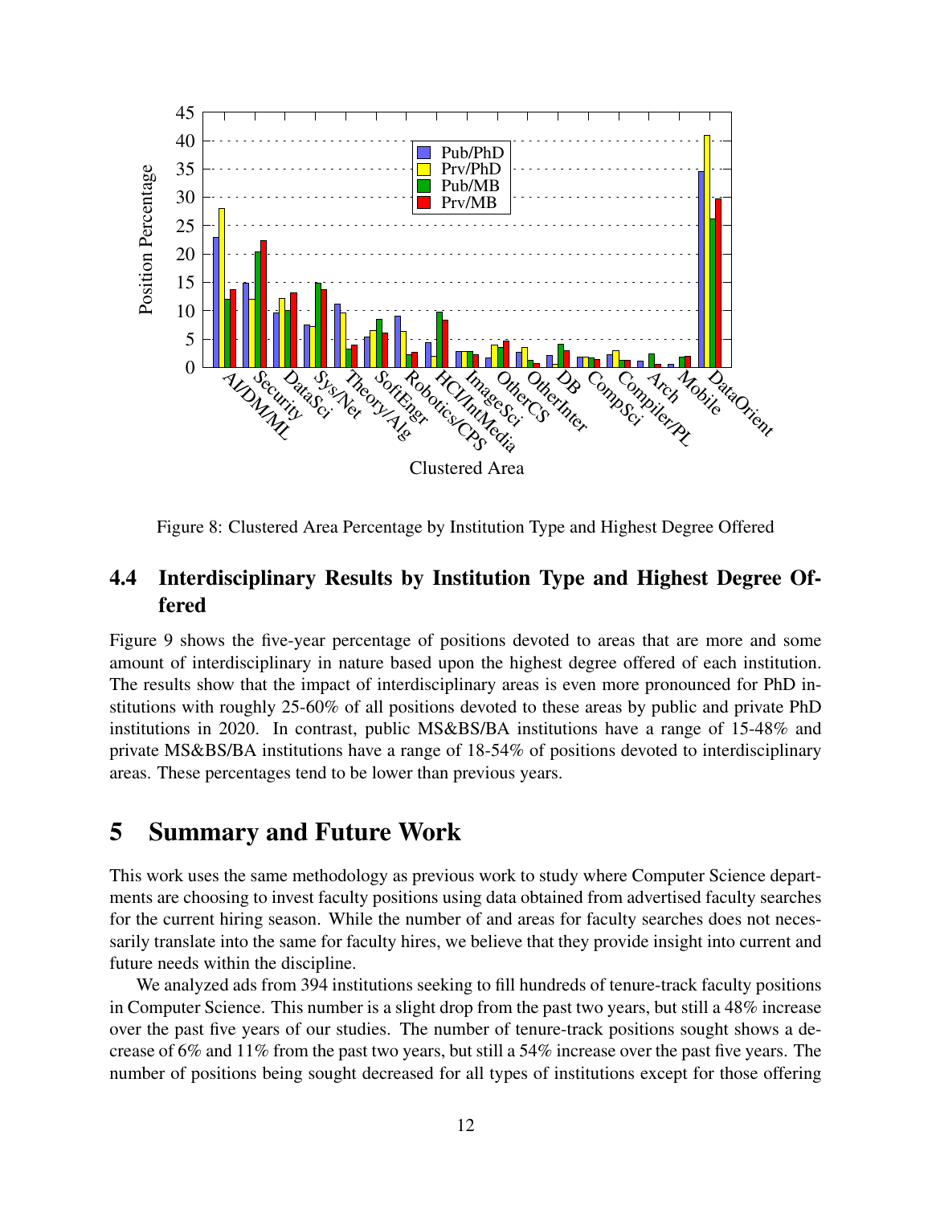Figure 8: Clustered Area Percentage by Institution Type and Highest Degree Offered

## 4.4 Interdisciplinary Results by Institution Type and Highest Degree Offered

Figure 9 shows the five-year percentage of positions devoted to areas that are more and some amount of interdisciplinary in nature based upon the highest degree offered of each institution. The results show that the impact of interdisciplinary areas is even more pronounced for PhD institutions with roughly 25-60% of all positions devoted to these areas by public and private PhD institutions in 2020. In contrast, public MS&BS/BA institutions have a range of 15-48% and private MS&BS/BA institutions have a range of 18-54% of positions devoted to interdisciplinary areas. These percentages tend to be lower than previous years.

# 5 Summary and Future Work

This work uses the same methodology as previous work to study where Computer Science departments are choosing to invest faculty positions using data obtained from advertised faculty searches for the current hiring season. While the number of and areas for faculty searches does not necessarily translate into the same for faculty hires, we believe that they provide insight into current and future needs within the discipline.

We analyzed ads from 394 institutions seeking to fill hundreds of tenure-track faculty positions in Computer Science. This number is a slight drop from the past two years, but still a 48% increase over the past five years of our studies. The number of tenure-track positions sought shows a decrease of 6% and 11% from the past two years, but still a 54% increase over the past five years. The number of positions being sought decreased for all types of institutions except for those offering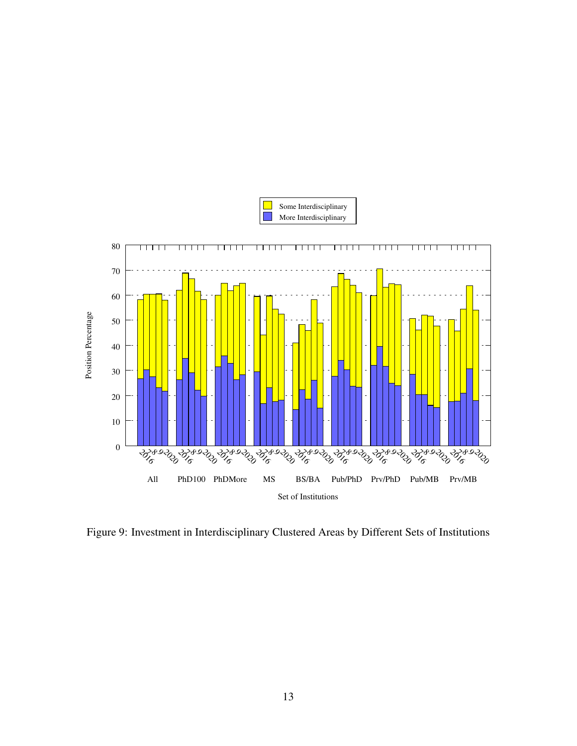Figure 9: Investment in Interdisciplinary Clustered Areas by Different Sets of Institutions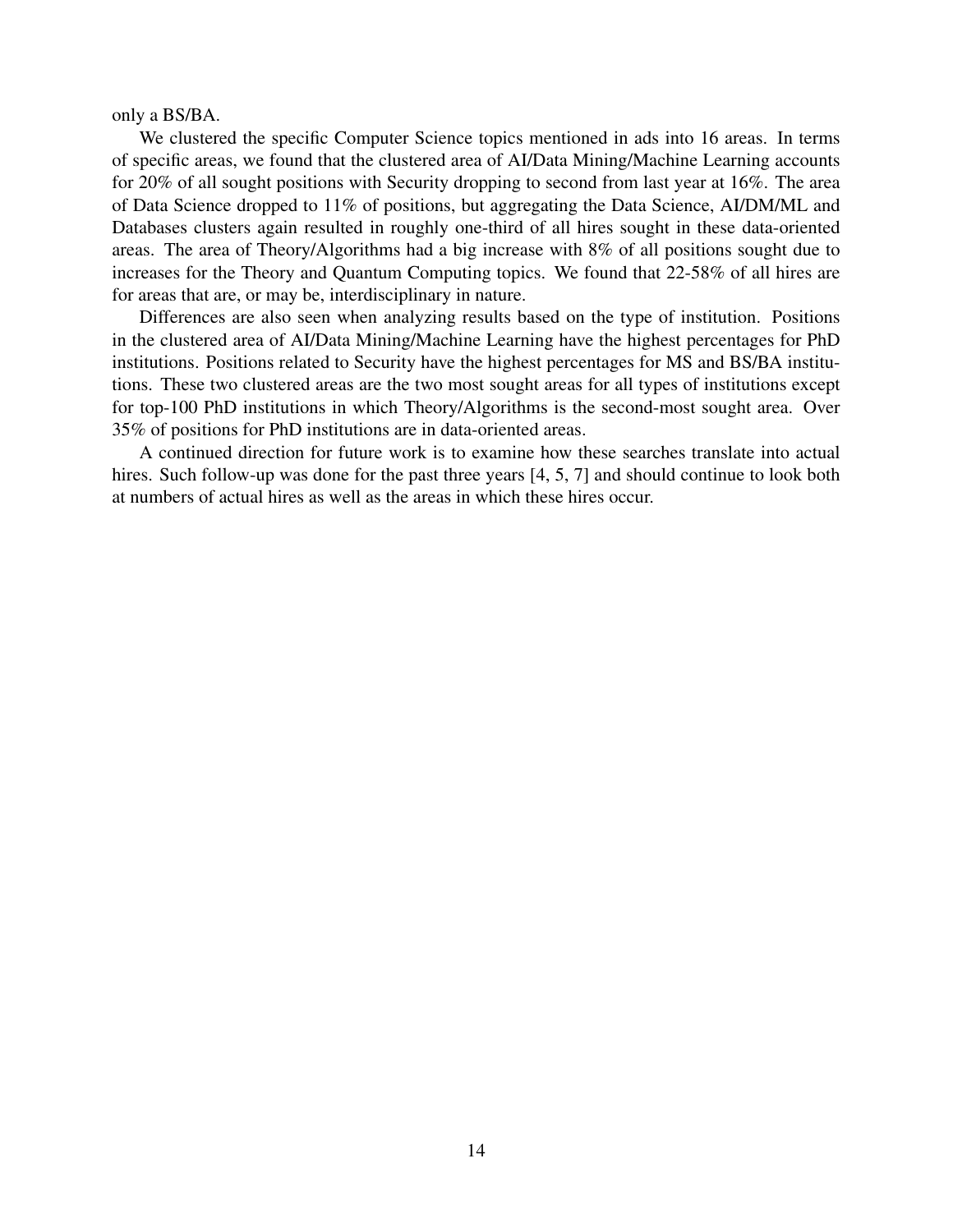only a BS/BA.

We clustered the specific Computer Science topics mentioned in ads into 16 areas. In terms of specific areas, we found that the clustered area of AI/Data Mining/Machine Learning accounts for 20% of all sought positions with Security dropping to second from last year at 16%. The area of Data Science dropped to 11% of positions, but aggregating the Data Science, AI/DM/ML and Databases clusters again resulted in roughly one-third of all hires sought in these data-oriented areas. The area of Theory/Algorithms had a big increase with 8% of all positions sought due to increases for the Theory and Quantum Computing topics. We found that 22-58% of all hires are for areas that are, or may be, interdisciplinary in nature.

Differences are also seen when analyzing results based on the type of institution. Positions in the clustered area of AI/Data Mining/Machine Learning have the highest percentages for PhD institutions. Positions related to Security have the highest percentages for MS and BS/BA institutions. These two clustered areas are the two most sought areas for all types of institutions except for top-100 PhD institutions in which Theory/Algorithms is the second-most sought area. Over 35% of positions for PhD institutions are in data-oriented areas.

A continued direction for future work is to examine how these searches translate into actual hires. Such follow-up was done for the past three years [4, 5, 7] and should continue to look both at numbers of actual hires as well as the areas in which these hires occur.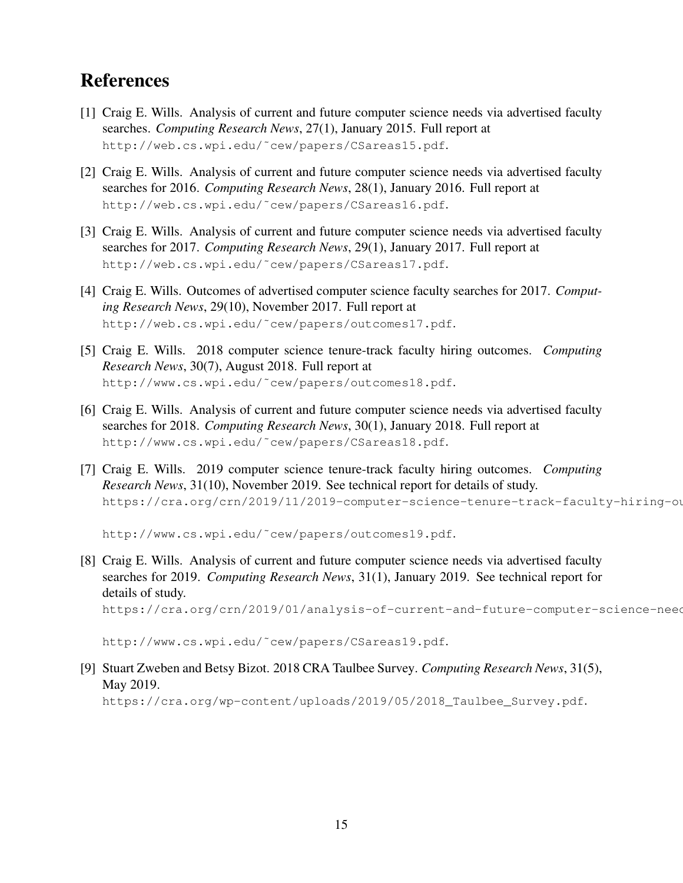# References

[1] Craig E. Wills. Analysis of current and future computer science needs via advertised faculty searches. *Computing Research News*, 27(1), January 2015. Full report at `http://web.cs.wpi.edu/~cew/papers/CSareas15.pdf`.

[2] Craig E. Wills. Analysis of current and future computer science needs via advertised faculty searches for 2016. *Computing Research News*, 28(1), January 2016. Full report at `http://web.cs.wpi.edu/~cew/papers/CSareas16.pdf`.

[3] Craig E. Wills. Analysis of current and future computer science needs via advertised faculty searches for 2017. *Computing Research News*, 29(1), January 2017. Full report at `http://web.cs.wpi.edu/~cew/papers/CSareas17.pdf`.

[4] Craig E. Wills. Outcomes of advertised computer science faculty searches for 2017. *Computing Research News*, 29(10), November 2017. Full report at `http://web.cs.wpi.edu/~cew/papers/outcomes17.pdf`.

[5] Craig E. Wills. 2018 computer science tenure-track faculty hiring outcomes. *Computing Research News*, 30(7), August 2018. Full report at `http://www.cs.wpi.edu/~cew/papers/outcomes18.pdf`.

[6] Craig E. Wills. Analysis of current and future computer science needs via advertised faculty searches for 2018. *Computing Research News*, 30(1), January 2018. Full report at `http://www.cs.wpi.edu/~cew/papers/CSareas18.pdf`.

[7] Craig E. Wills. 2019 computer science tenure-track faculty hiring outcomes. *Computing Research News*, 31(10), November 2019. See technical report for details of study. `https://cra.org/crn/2019/11/2019-computer-science-tenure-track-faculty-hiring-ou`

`http://www.cs.wpi.edu/~cew/papers/outcomes19.pdf`.

[8] Craig E. Wills. Analysis of current and future computer science needs via advertised faculty searches for 2019. *Computing Research News*, 31(1), January 2019. See technical report for details of study. `https://cra.org/crn/2019/01/analysis-of-current-and-future-computer-science-need`

`http://www.cs.wpi.edu/~cew/papers/CSareas19.pdf`.

[9] Stuart Zweben and Betsy Bizot. 2018 CRA Taulbee Survey. *Computing Research News*, 31(5), May 2019. `https://cra.org/wp-content/uploads/2019/05/2018_Taulbee_Survey.pdf`.